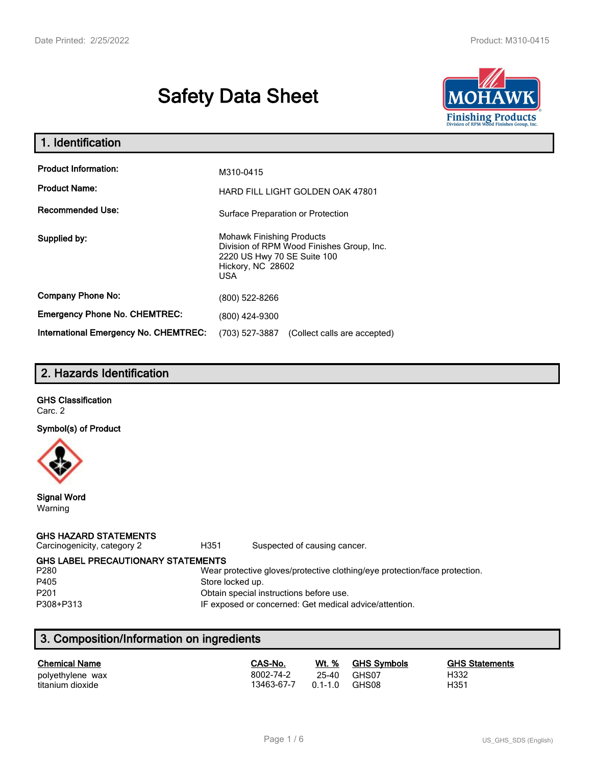# Safety Data Sheet

## 1. Identification

| | |
|---|---|
| **Product Information:** | M310-0415 |
| **Product Name:** | HARD FILL LIGHT GOLDEN OAK 47801 |
| **Recommended Use:** | Surface Preparation or Protection |
| **Supplied by:** | Mohawk Finishing Products<br>Division of RPM Wood Finishes Group, Inc.<br>2220 US Hwy 70 SE Suite 100<br>Hickory, NC 28602<br>USA |
| **Company Phone No:** | (800) 522-8266 |
| **Emergency Phone No. CHEMTREC:** | (800) 424-9300 |
| **International Emergency No. CHEMTREC:** | (703) 527-3887 (Collect calls are accepted) |

## 2. Hazards Identification

**GHS Classification**

Carc. 2

**Symbol(s) of Product**

**Signal Word**

Warning

**GHS HAZARD STATEMENTS**

| | | |
|---|---|---|
| Carcinogenicity, category 2 | H351 | Suspected of causing cancer. |

**GHS LABEL PRECAUTIONARY STATEMENTS**

| | |
|---|---|
| P280 | Wear protective gloves/protective clothing/eye protection/face protection. |
| P405 | Store locked up. |
| P201 | Obtain special instructions before use. |
| P308+P313 | IF exposed or concerned: Get medical advice/attention. |

## 3. Composition/Information on ingredients

| Chemical Name | CAS-No. | Wt. % | GHS Symbols | GHS Statements |
|---|---|---|---|---|
| polyethylene wax | 8002-74-2 | 25-40 | GHS07 | H332 |
| titanium dioxide | 13463-67-7 | 0.1-1.0 | GHS08 | H351 |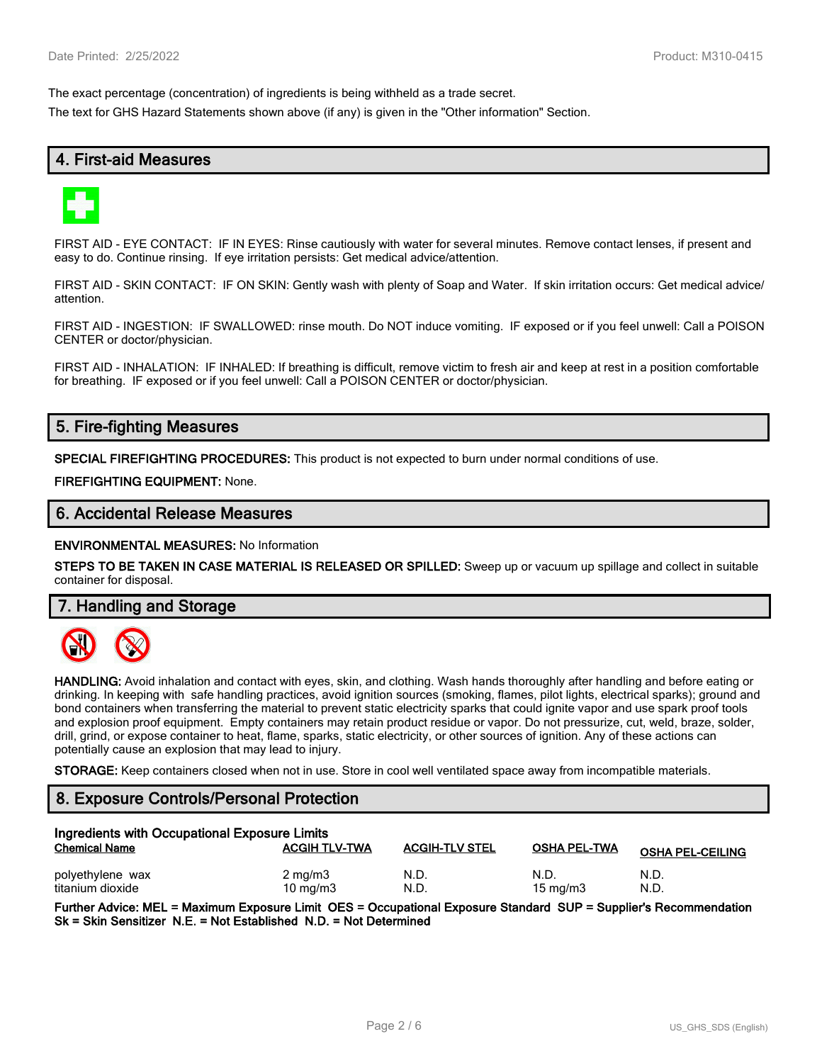The exact percentage (concentration) of ingredients is being withheld as a trade secret.

The text for GHS Hazard Statements shown above (if any) is given in the "Other information" Section.

## 4. First-aid Measures

FIRST AID - EYE CONTACT: IF IN EYES: Rinse cautiously with water for several minutes. Remove contact lenses, if present and easy to do. Continue rinsing. If eye irritation persists: Get medical advice/attention.

FIRST AID - SKIN CONTACT: IF ON SKIN: Gently wash with plenty of Soap and Water. If skin irritation occurs: Get medical advice/ attention.

FIRST AID - INGESTION: IF SWALLOWED: rinse mouth. Do NOT induce vomiting. IF exposed or if you feel unwell: Call a POISON CENTER or doctor/physician.

FIRST AID - INHALATION: IF INHALED: If breathing is difficult, remove victim to fresh air and keep at rest in a position comfortable for breathing. IF exposed or if you feel unwell: Call a POISON CENTER or doctor/physician.

## 5. Fire-fighting Measures

**SPECIAL FIREFIGHTING PROCEDURES:** This product is not expected to burn under normal conditions of use.

**FIREFIGHTING EQUIPMENT:** None.

## 6. Accidental Release Measures

**ENVIRONMENTAL MEASURES:** No Information

**STEPS TO BE TAKEN IN CASE MATERIAL IS RELEASED OR SPILLED:** Sweep up or vacuum up spillage and collect in suitable container for disposal.

## 7. Handling and Storage

**HANDLING:** Avoid inhalation and contact with eyes, skin, and clothing. Wash hands thoroughly after handling and before eating or drinking. In keeping with safe handling practices, avoid ignition sources (smoking, flames, pilot lights, electrical sparks); ground and bond containers when transferring the material to prevent static electricity sparks that could ignite vapor and use spark proof tools and explosion proof equipment. Empty containers may retain product residue or vapor. Do not pressurize, cut, weld, braze, solder, drill, grind, or expose container to heat, flame, sparks, static electricity, or other sources of ignition. Any of these actions can potentially cause an explosion that may lead to injury.

**STORAGE:** Keep containers closed when not in use. Store in cool well ventilated space away from incompatible materials.

## 8. Exposure Controls/Personal Protection

**Ingredients with Occupational Exposure Limits**

| Chemical Name | ACGIH TLV-TWA | ACGIH-TLV STEL | OSHA PEL-TWA | OSHA PEL-CEILING |
|---|---|---|---|---|
| polyethylene wax | 2 mg/m3 | N.D. | N.D. | N.D. |
| titanium dioxide | 10 mg/m3 | N.D. | 15 mg/m3 | N.D. |

**Further Advice: MEL = Maximum Exposure Limit OES = Occupational Exposure Standard SUP = Supplier's Recommendation Sk = Skin Sensitizer N.E. = Not Established N.D. = Not Determined**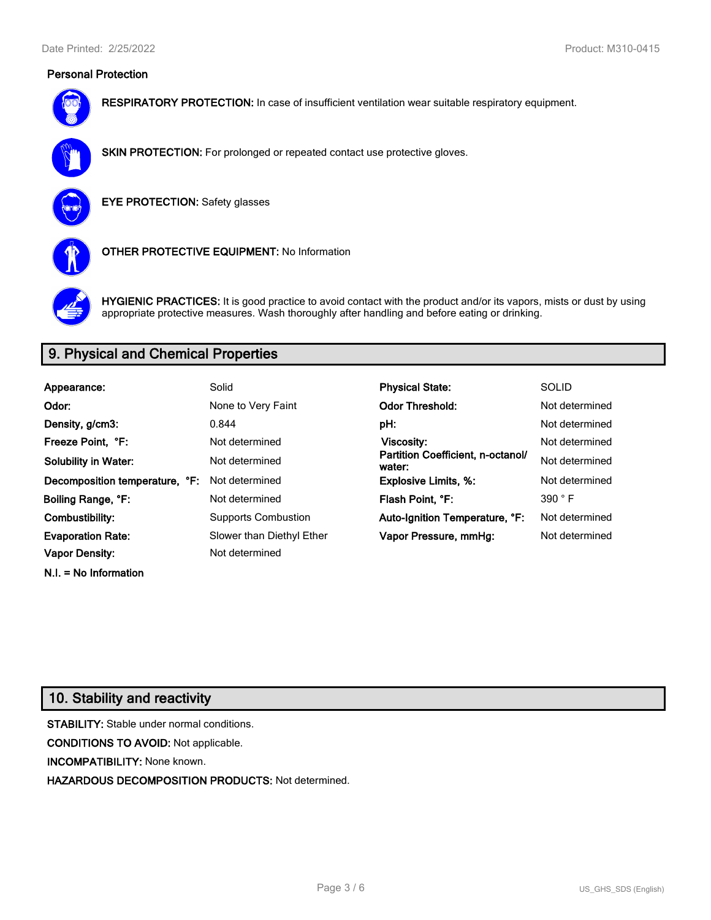## Personal Protection

**RESPIRATORY PROTECTION:** In case of insufficient ventilation wear suitable respiratory equipment.

**SKIN PROTECTION:** For prolonged or repeated contact use protective gloves.

**EYE PROTECTION:** Safety glasses

**OTHER PROTECTIVE EQUIPMENT:** No Information

**HYGIENIC PRACTICES:** It is good practice to avoid contact with the product and/or its vapors, mists or dust by using appropriate protective measures. Wash thoroughly after handling and before eating or drinking.

## 9. Physical and Chemical Properties

| | | | |
|---|---|---|---|
| **Appearance:** | Solid | **Physical State:** | SOLID |
| **Odor:** | None to Very Faint | **Odor Threshold:** | Not determined |
| **Density, g/cm3:** | 0.844 | **pH:** | Not determined |
| **Freeze Point, °F:** | Not determined | **Viscosity:** | Not determined |
| **Solubility in Water:** | Not determined | **Partition Coefficient, n-octanol/ water:** | Not determined |
| **Decomposition temperature, °F:** | Not determined | **Explosive Limits, %:** | Not determined |
| **Boiling Range, °F:** | Not determined | **Flash Point, °F:** | 390 ° F |
| **Combustibility:** | Supports Combustion | **Auto-Ignition Temperature, °F:** | Not determined |
| **Evaporation Rate:** | Slower than Diethyl Ether | **Vapor Pressure, mmHg:** | Not determined |
| **Vapor Density:** | Not determined | | |

**N.I. = No Information**

## 10. Stability and reactivity

**STABILITY:** Stable under normal conditions.

**CONDITIONS TO AVOID:** Not applicable.

**INCOMPATIBILITY:** None known.

**HAZARDOUS DECOMPOSITION PRODUCTS:** Not determined.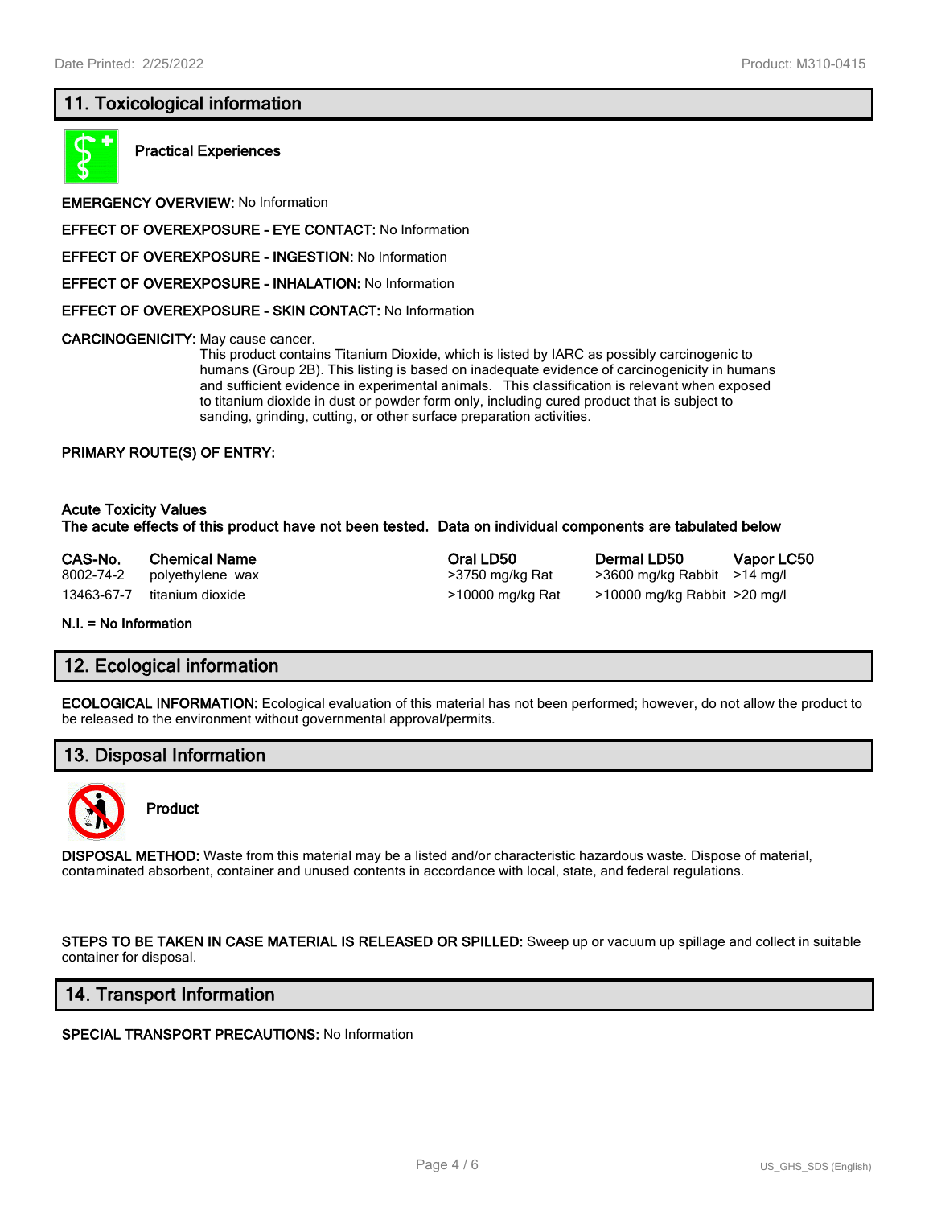## 11. Toxicological information

**Practical Experiences**

**EMERGENCY OVERVIEW:** No Information

**EFFECT OF OVEREXPOSURE - EYE CONTACT:** No Information

**EFFECT OF OVEREXPOSURE - INGESTION:** No Information

**EFFECT OF OVEREXPOSURE - INHALATION:** No Information

**EFFECT OF OVEREXPOSURE - SKIN CONTACT:** No Information

**CARCINOGENICITY:** May cause cancer.
This product contains Titanium Dioxide, which is listed by IARC as possibly carcinogenic to humans (Group 2B). This listing is based on inadequate evidence of carcinogenicity in humans and sufficient evidence in experimental animals. This classification is relevant when exposed to titanium dioxide in dust or powder form only, including cured product that is subject to sanding, grinding, cutting, or other surface preparation activities.

**PRIMARY ROUTE(S) OF ENTRY:**

**Acute Toxicity Values**
**The acute effects of this product have not been tested. Data on individual components are tabulated below**

| CAS-No. | Chemical Name | Oral LD50 | Dermal LD50 | Vapor LC50 |
|---|---|---|---|---|
| 8002-74-2 | polyethylene wax | >3750 mg/kg Rat | >3600 mg/kg Rabbit | >14 mg/l |
| 13463-67-7 | titanium dioxide | >10000 mg/kg Rat | >10000 mg/kg Rabbit | >20 mg/l |

**N.I. = No Information**

## 12. Ecological information

**ECOLOGICAL INFORMATION:** Ecological evaluation of this material has not been performed; however, do not allow the product to be released to the environment without governmental approval/permits.

## 13. Disposal Information

**Product**

**DISPOSAL METHOD:** Waste from this material may be a listed and/or characteristic hazardous waste. Dispose of material, contaminated absorbent, container and unused contents in accordance with local, state, and federal regulations.

**STEPS TO BE TAKEN IN CASE MATERIAL IS RELEASED OR SPILLED:** Sweep up or vacuum up spillage and collect in suitable container for disposal.

## 14. Transport Information

**SPECIAL TRANSPORT PRECAUTIONS:** No Information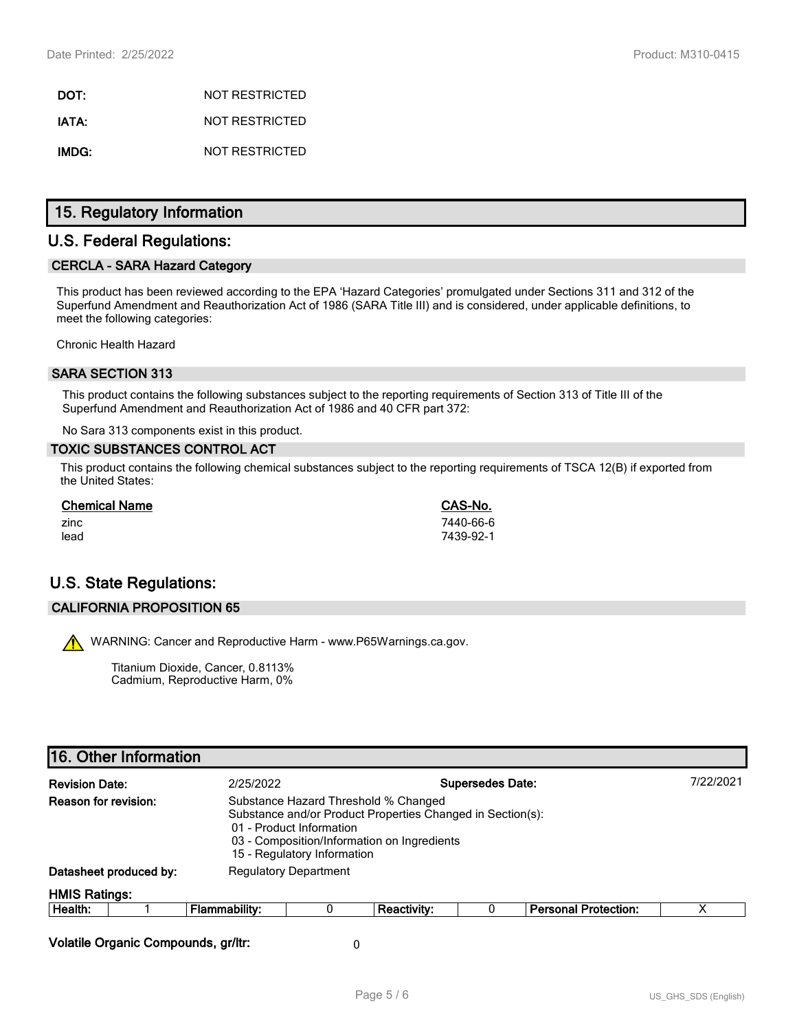| | |
|---|---|
| **DOT:** | NOT RESTRICTED |
| **IATA:** | NOT RESTRICTED |
| **IMDG:** | NOT RESTRICTED |

## 15. Regulatory Information

## U.S. Federal Regulations:

### CERCLA - SARA Hazard Category

This product has been reviewed according to the EPA 'Hazard Categories' promulgated under Sections 311 and 312 of the Superfund Amendment and Reauthorization Act of 1986 (SARA Title III) and is considered, under applicable definitions, to meet the following categories:

Chronic Health Hazard

### SARA SECTION 313

This product contains the following substances subject to the reporting requirements of Section 313 of Title III of the Superfund Amendment and Reauthorization Act of 1986 and 40 CFR part 372:

No Sara 313 components exist in this product.

### TOXIC SUBSTANCES CONTROL ACT

This product contains the following chemical substances subject to the reporting requirements of TSCA 12(B) if exported from the United States:

| Chemical Name | CAS-No. |
|---|---|
| zinc | 7440-66-6 |
| lead | 7439-92-1 |

## U.S. State Regulations:

### CALIFORNIA PROPOSITION 65

WARNING: Cancer and Reproductive Harm - www.P65Warnings.ca.gov.

Titanium Dioxide, Cancer, 0.8113%
Cadmium, Reproductive Harm, 0%

## 16. Other Information

**Revision Date:** 2/25/2022 **Supersedes Date:** 7/22/2021

**Reason for revision:** Substance Hazard Threshold % Changed
Substance and/or Product Properties Changed in Section(s):
01 - Product Information
03 - Composition/Information on Ingredients
15 - Regulatory Information

**Datasheet produced by:** Regulatory Department

**HMIS Ratings:**

| Health: | 1 | Flammability: | 0 | Reactivity: | 0 | Personal Protection: | X |
|---|---|---|---|---|---|---|---|

**Volatile Organic Compounds, gr/ltr:** 0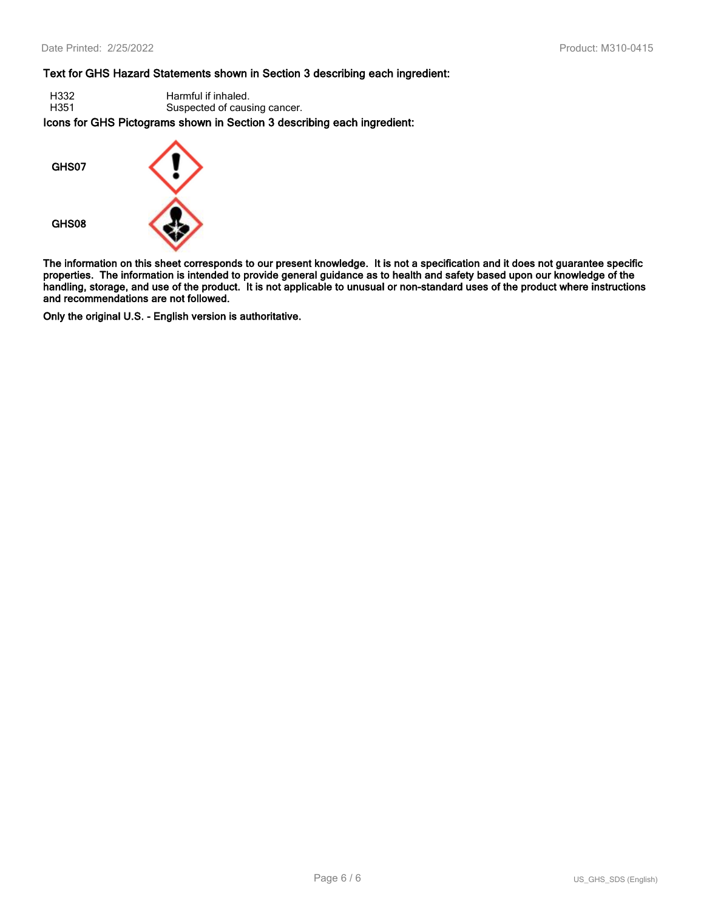**Text for GHS Hazard Statements shown in Section 3 describing each ingredient:**

| | |
|---|---|
| H332 | Harmful if inhaled. |
| H351 | Suspected of causing cancer. |

**Icons for GHS Pictograms shown in Section 3 describing each ingredient:**

**GHS07**

**GHS08**

**The information on this sheet corresponds to our present knowledge. It is not a specification and it does not guarantee specific properties. The information is intended to provide general guidance as to health and safety based upon our knowledge of the handling, storage, and use of the product. It is not applicable to unusual or non-standard uses of the product where instructions and recommendations are not followed.**

**Only the original U.S. - English version is authoritative.**